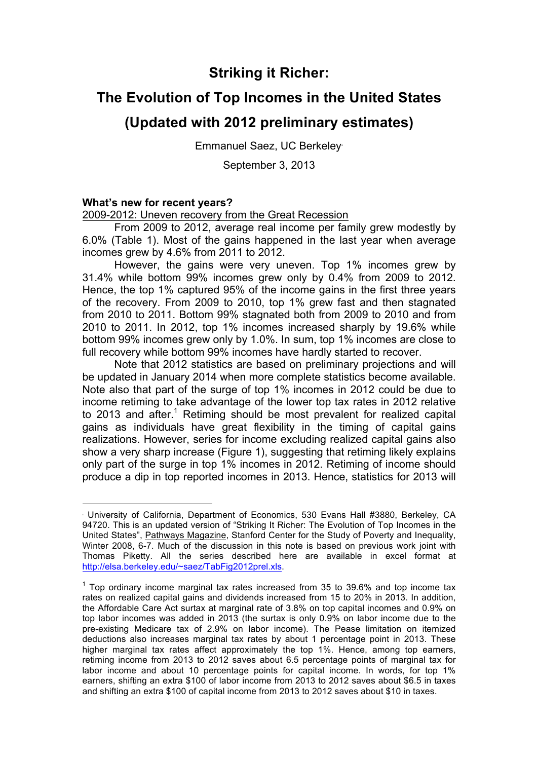# Striking it Richer:

# The Evolution of Top Incomes in the United States

# (Updated with 2012 preliminary estimates)

Emmanuel Saez, UC Berkeley[·]

September 3, 2013

### What's new for recent years?

2009-2012: Uneven recovery from the Great Recession

From 2009 to 2012, average real income per family grew modestly by 6.0% (Table 1). Most of the gains happened in the last year when average incomes grew by 4.6% from 2011 to 2012.

However, the gains were very uneven. Top 1% incomes grew by 31.4% while bottom 99% incomes grew only by 0.4% from 2009 to 2012. Hence, the top 1% captured 95% of the income gains in the first three years of the recovery. From 2009 to 2010, top 1% grew fast and then stagnated from 2010 to 2011. Bottom 99% stagnated both from 2009 to 2010 and from 2010 to 2011. In 2012, top 1% incomes increased sharply by 19.6% while bottom 99% incomes grew only by 1.0%. In sum, top 1% incomes are close to full recovery while bottom 99% incomes have hardly started to recover.

Note that 2012 statistics are based on preliminary projections and will be updated in January 2014 when more complete statistics become available. Note also that part of the surge of top 1% incomes in 2012 could be due to income retiming to take advantage of the lower top tax rates in 2012 relative to 2013 and after.[1] Retiming should be most prevalent for realized capital gains as individuals have great flexibility in the timing of capital gains realizations. However, series for income excluding realized capital gains also show a very sharp increase (Figure 1), suggesting that retiming likely explains only part of the surge in top 1% incomes in 2012. Retiming of income should produce a dip in top reported incomes in 2013. Hence, statistics for 2013 will

---

[·] University of California, Department of Economics, 530 Evans Hall #3880, Berkeley, CA 94720. This is an updated version of "Striking It Richer: The Evolution of Top Incomes in the United States", Pathways Magazine, Stanford Center for the Study of Poverty and Inequality, Winter 2008, 6-7. Much of the discussion in this note is based on previous work joint with Thomas Piketty. All the series described here are available in excel format at http://elsa.berkeley.edu/~saez/TabFig2012prel.xls.

[1] Top ordinary income marginal tax rates increased from 35 to 39.6% and top income tax rates on realized capital gains and dividends increased from 15 to 20% in 2013. In addition, the Affordable Care Act surtax at marginal rate of 3.8% on top capital incomes and 0.9% on top labor incomes was added in 2013 (the surtax is only 0.9% on labor income due to the pre-existing Medicare tax of 2.9% on labor income). The Pease limitation on itemized deductions also increases marginal tax rates by about 1 percentage point in 2013. These higher marginal tax rates affect approximately the top 1%. Hence, among top earners, retiming income from 2013 to 2012 saves about 6.5 percentage points of marginal tax for labor income and about 10 percentage points for capital income. In words, for top 1% earners, shifting an extra $100 of labor income from 2013 to 2012 saves about $6.5 in taxes and shifting an extra $100 of capital income from 2013 to 2012 saves about $10 in taxes.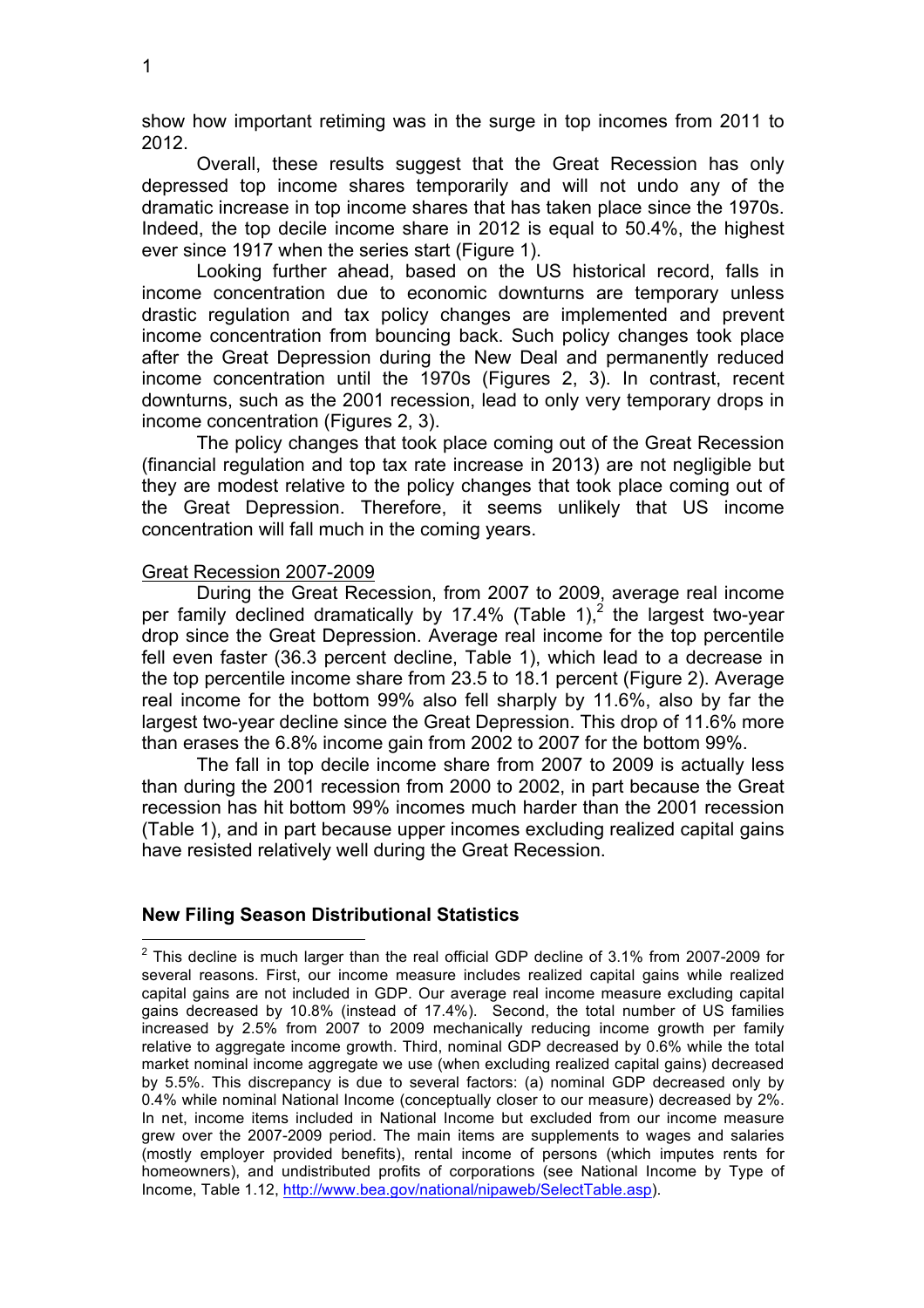show how important retiming was in the surge in top incomes from 2011 to 2012.

Overall, these results suggest that the Great Recession has only depressed top income shares temporarily and will not undo any of the dramatic increase in top income shares that has taken place since the 1970s. Indeed, the top decile income share in 2012 is equal to 50.4%, the highest ever since 1917 when the series start (Figure 1).

Looking further ahead, based on the US historical record, falls in income concentration due to economic downturns are temporary unless drastic regulation and tax policy changes are implemented and prevent income concentration from bouncing back. Such policy changes took place after the Great Depression during the New Deal and permanently reduced income concentration until the 1970s (Figures 2, 3). In contrast, recent downturns, such as the 2001 recession, lead to only very temporary drops in income concentration (Figures 2, 3).

The policy changes that took place coming out of the Great Recession (financial regulation and top tax rate increase in 2013) are not negligible but they are modest relative to the policy changes that took place coming out of the Great Depression. Therefore, it seems unlikely that US income concentration will fall much in the coming years.

Great Recession 2007-2009

During the Great Recession, from 2007 to 2009, average real income per family declined dramatically by 17.4% (Table 1),[2] the largest two-year drop since the Great Depression. Average real income for the top percentile fell even faster (36.3 percent decline, Table 1), which lead to a decrease in the top percentile income share from 23.5 to 18.1 percent (Figure 2). Average real income for the bottom 99% also fell sharply by 11.6%, also by far the largest two-year decline since the Great Depression. This drop of 11.6% more than erases the 6.8% income gain from 2002 to 2007 for the bottom 99%.

The fall in top decile income share from 2007 to 2009 is actually less than during the 2001 recession from 2000 to 2002, in part because the Great recession has hit bottom 99% incomes much harder than the 2001 recession (Table 1), and in part because upper incomes excluding realized capital gains have resisted relatively well during the Great Recession.

**New Filing Season Distributional Statistics**

[2] This decline is much larger than the real official GDP decline of 3.1% from 2007-2009 for several reasons. First, our income measure includes realized capital gains while realized capital gains are not included in GDP. Our average real income measure excluding capital gains decreased by 10.8% (instead of 17.4%). Second, the total number of US families increased by 2.5% from 2007 to 2009 mechanically reducing income growth per family relative to aggregate income growth. Third, nominal GDP decreased by 0.6% while the total market nominal income aggregate we use (when excluding realized capital gains) decreased by 5.5%. This discrepancy is due to several factors: (a) nominal GDP decreased only by 0.4% while nominal National Income (conceptually closer to our measure) decreased by 2%. In net, income items included in National Income but excluded from our income measure grew over the 2007-2009 period. The main items are supplements to wages and salaries (mostly employer provided benefits), rental income of persons (which imputes rents for homeowners), and undistributed profits of corporations (see National Income by Type of Income, Table 1.12, http://www.bea.gov/national/nipaweb/SelectTable.asp).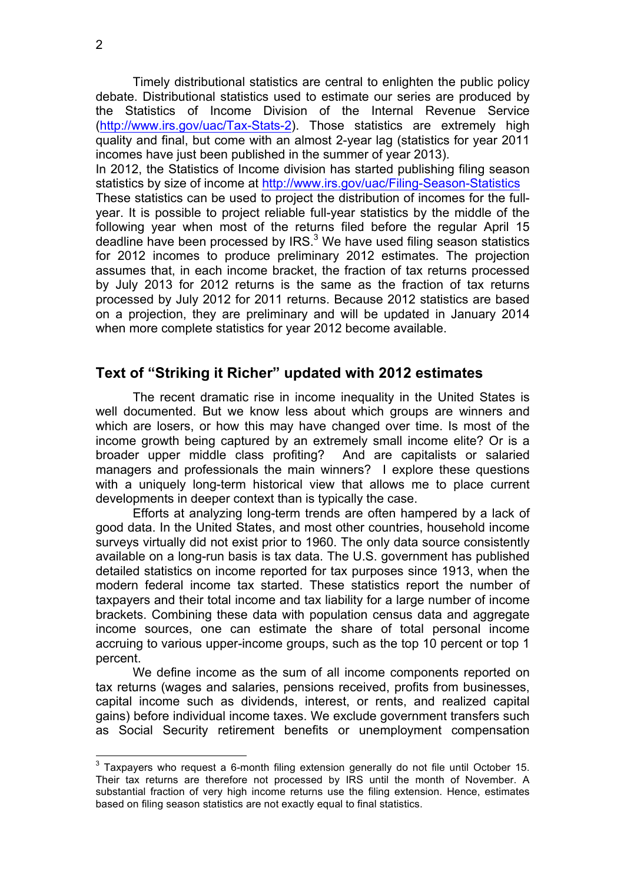Timely distributional statistics are central to enlighten the public policy debate. Distributional statistics used to estimate our series are produced by the Statistics of Income Division of the Internal Revenue Service (http://www.irs.gov/uac/Tax-Stats-2). Those statistics are extremely high quality and final, but come with an almost 2-year lag (statistics for year 2011 incomes have just been published in the summer of year 2013).

In 2012, the Statistics of Income division has started publishing filing season statistics by size of income at http://www.irs.gov/uac/Filing-Season-Statistics These statistics can be used to project the distribution of incomes for the full-year. It is possible to project reliable full-year statistics by the middle of the following year when most of the returns filed before the regular April 15 deadline have been processed by IRS.[3] We have used filing season statistics for 2012 incomes to produce preliminary 2012 estimates. The projection assumes that, in each income bracket, the fraction of tax returns processed by July 2013 for 2012 returns is the same as the fraction of tax returns processed by July 2012 for 2011 returns. Because 2012 statistics are based on a projection, they are preliminary and will be updated in January 2014 when more complete statistics for year 2012 become available.

## Text of "Striking it Richer" updated with 2012 estimates

The recent dramatic rise in income inequality in the United States is well documented. But we know less about which groups are winners and which are losers, or how this may have changed over time. Is most of the income growth being captured by an extremely small income elite? Or is a broader upper middle class profiting? And are capitalists or salaried managers and professionals the main winners? I explore these questions with a uniquely long-term historical view that allows me to place current developments in deeper context than is typically the case.

Efforts at analyzing long-term trends are often hampered by a lack of good data. In the United States, and most other countries, household income surveys virtually did not exist prior to 1960. The only data source consistently available on a long-run basis is tax data. The U.S. government has published detailed statistics on income reported for tax purposes since 1913, when the modern federal income tax started. These statistics report the number of taxpayers and their total income and tax liability for a large number of income brackets. Combining these data with population census data and aggregate income sources, one can estimate the share of total personal income accruing to various upper-income groups, such as the top 10 percent or top 1 percent.

We define income as the sum of all income components reported on tax returns (wages and salaries, pensions received, profits from businesses, capital income such as dividends, interest, or rents, and realized capital gains) before individual income taxes. We exclude government transfers such as Social Security retirement benefits or unemployment compensation

[3] Taxpayers who request a 6-month filing extension generally do not file until October 15. Their tax returns are therefore not processed by IRS until the month of November. A substantial fraction of very high income returns use the filing extension. Hence, estimates based on filing season statistics are not exactly equal to final statistics.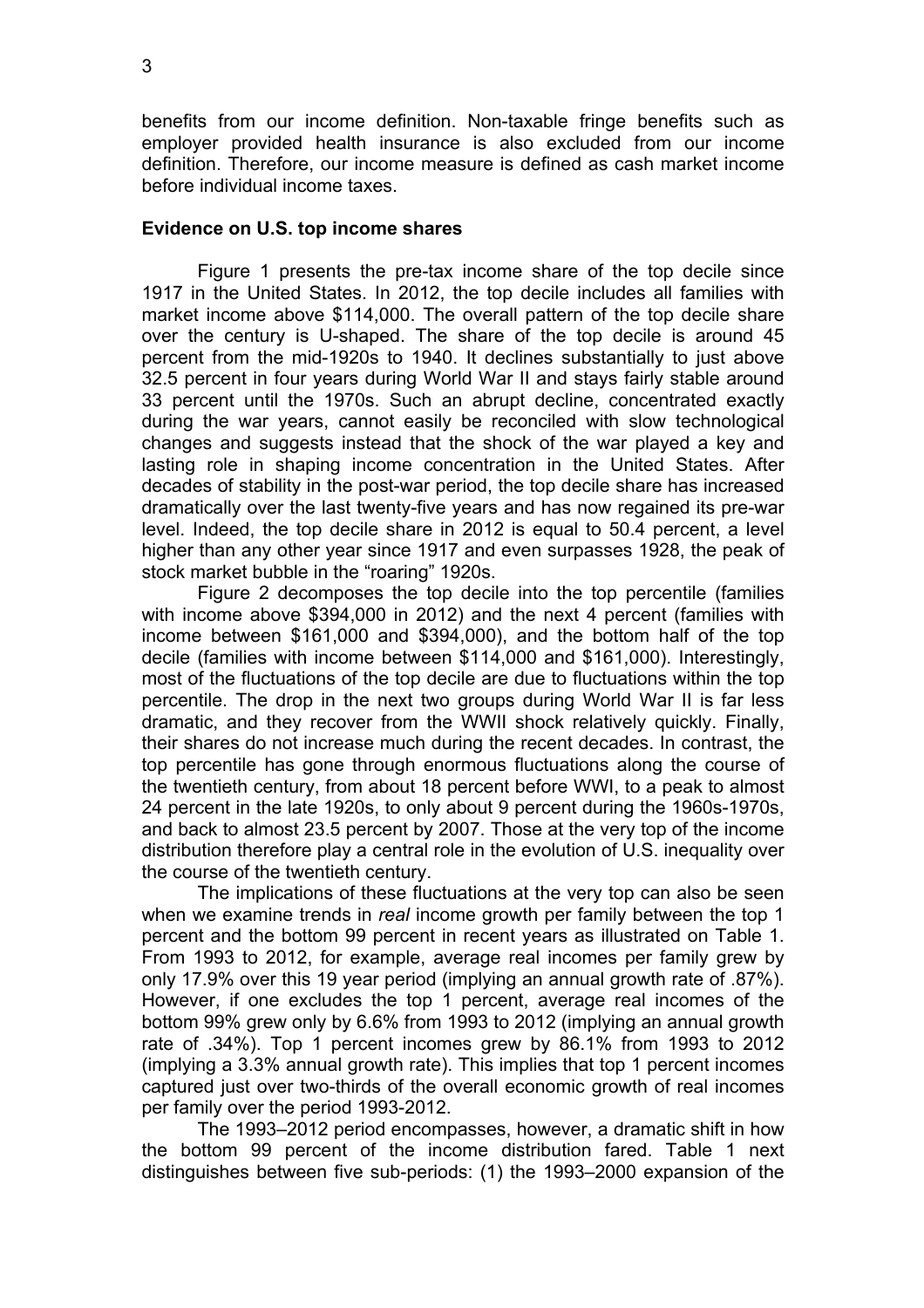benefits from our income definition. Non-taxable fringe benefits such as employer provided health insurance is also excluded from our income definition. Therefore, our income measure is defined as cash market income before individual income taxes.

### Evidence on U.S. top income shares

Figure 1 presents the pre-tax income share of the top decile since 1917 in the United States. In 2012, the top decile includes all families with market income above \$114,000. The overall pattern of the top decile share over the century is U-shaped. The share of the top decile is around 45 percent from the mid-1920s to 1940. It declines substantially to just above 32.5 percent in four years during World War II and stays fairly stable around 33 percent until the 1970s. Such an abrupt decline, concentrated exactly during the war years, cannot easily be reconciled with slow technological changes and suggests instead that the shock of the war played a key and lasting role in shaping income concentration in the United States. After decades of stability in the post-war period, the top decile share has increased dramatically over the last twenty-five years and has now regained its pre-war level. Indeed, the top decile share in 2012 is equal to 50.4 percent, a level higher than any other year since 1917 and even surpasses 1928, the peak of stock market bubble in the "roaring" 1920s.

Figure 2 decomposes the top decile into the top percentile (families with income above \$394,000 in 2012) and the next 4 percent (families with income between \$161,000 and \$394,000), and the bottom half of the top decile (families with income between \$114,000 and \$161,000). Interestingly, most of the fluctuations of the top decile are due to fluctuations within the top percentile. The drop in the next two groups during World War II is far less dramatic, and they recover from the WWII shock relatively quickly. Finally, their shares do not increase much during the recent decades. In contrast, the top percentile has gone through enormous fluctuations along the course of the twentieth century, from about 18 percent before WWI, to a peak to almost 24 percent in the late 1920s, to only about 9 percent during the 1960s-1970s, and back to almost 23.5 percent by 2007. Those at the very top of the income distribution therefore play a central role in the evolution of U.S. inequality over the course of the twentieth century.

The implications of these fluctuations at the very top can also be seen when we examine trends in *real* income growth per family between the top 1 percent and the bottom 99 percent in recent years as illustrated on Table 1. From 1993 to 2012, for example, average real incomes per family grew by only 17.9% over this 19 year period (implying an annual growth rate of .87%). However, if one excludes the top 1 percent, average real incomes of the bottom 99% grew only by 6.6% from 1993 to 2012 (implying an annual growth rate of .34%). Top 1 percent incomes grew by 86.1% from 1993 to 2012 (implying a 3.3% annual growth rate). This implies that top 1 percent incomes captured just over two-thirds of the overall economic growth of real incomes per family over the period 1993-2012.

The 1993–2012 period encompasses, however, a dramatic shift in how the bottom 99 percent of the income distribution fared. Table 1 next distinguishes between five sub-periods: (1) the 1993–2000 expansion of the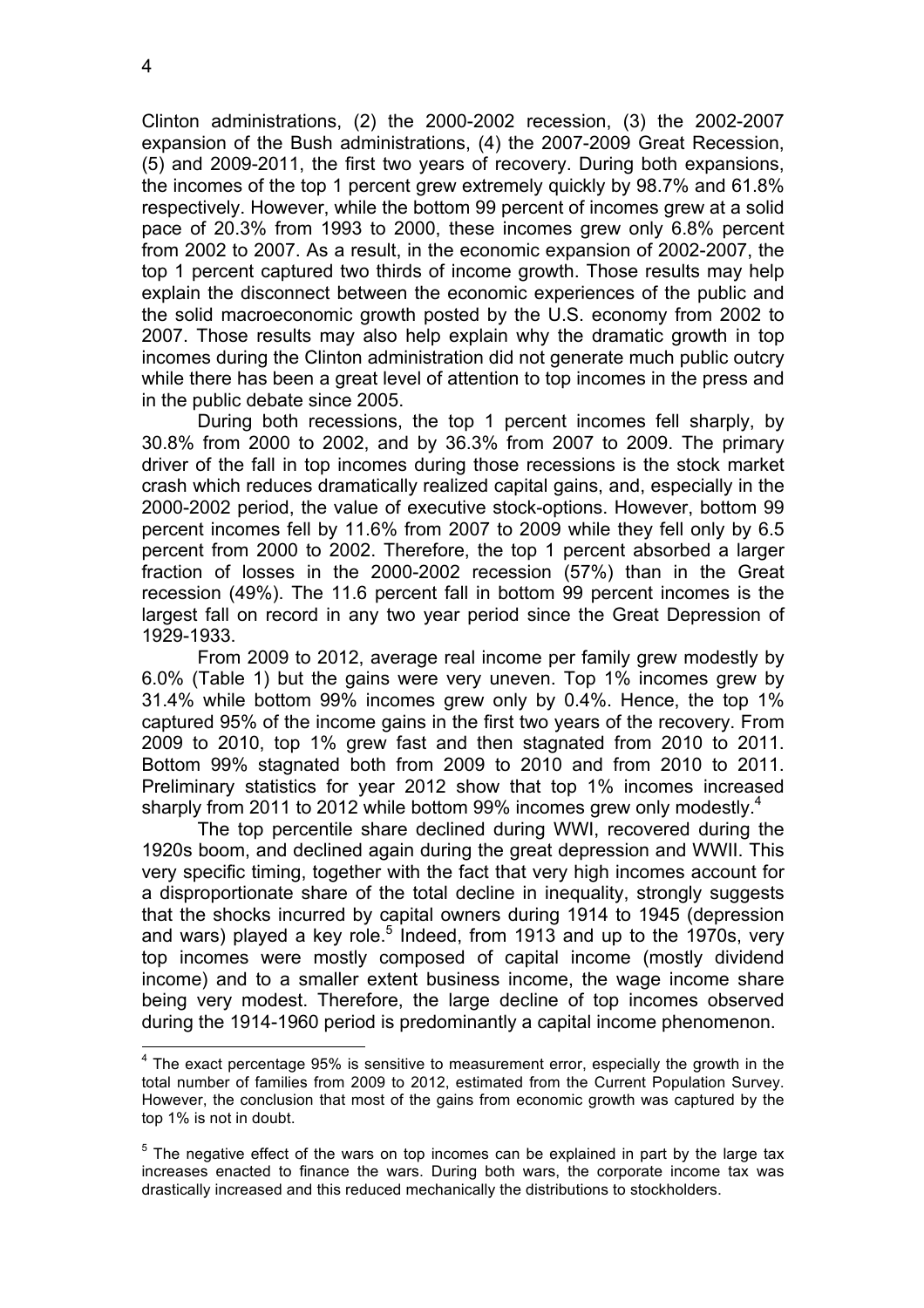Clinton administrations, (2) the 2000-2002 recession, (3) the 2002-2007 expansion of the Bush administrations, (4) the 2007-2009 Great Recession, (5) and 2009-2011, the first two years of recovery. During both expansions, the incomes of the top 1 percent grew extremely quickly by 98.7% and 61.8% respectively. However, while the bottom 99 percent of incomes grew at a solid pace of 20.3% from 1993 to 2000, these incomes grew only 6.8% percent from 2002 to 2007. As a result, in the economic expansion of 2002-2007, the top 1 percent captured two thirds of income growth. Those results may help explain the disconnect between the economic experiences of the public and the solid macroeconomic growth posted by the U.S. economy from 2002 to 2007. Those results may also help explain why the dramatic growth in top incomes during the Clinton administration did not generate much public outcry while there has been a great level of attention to top incomes in the press and in the public debate since 2005.

During both recessions, the top 1 percent incomes fell sharply, by 30.8% from 2000 to 2002, and by 36.3% from 2007 to 2009. The primary driver of the fall in top incomes during those recessions is the stock market crash which reduces dramatically realized capital gains, and, especially in the 2000-2002 period, the value of executive stock-options. However, bottom 99 percent incomes fell by 11.6% from 2007 to 2009 while they fell only by 6.5 percent from 2000 to 2002. Therefore, the top 1 percent absorbed a larger fraction of losses in the 2000-2002 recession (57%) than in the Great recession (49%). The 11.6 percent fall in bottom 99 percent incomes is the largest fall on record in any two year period since the Great Depression of 1929-1933.

From 2009 to 2012, average real income per family grew modestly by 6.0% (Table 1) but the gains were very uneven. Top 1% incomes grew by 31.4% while bottom 99% incomes grew only by 0.4%. Hence, the top 1% captured 95% of the income gains in the first two years of the recovery. From 2009 to 2010, top 1% grew fast and then stagnated from 2010 to 2011. Bottom 99% stagnated both from 2009 to 2010 and from 2010 to 2011. Preliminary statistics for year 2012 show that top 1% incomes increased sharply from 2011 to 2012 while bottom 99% incomes grew only modestly.[4]

The top percentile share declined during WWI, recovered during the 1920s boom, and declined again during the great depression and WWII. This very specific timing, together with the fact that very high incomes account for a disproportionate share of the total decline in inequality, strongly suggests that the shocks incurred by capital owners during 1914 to 1945 (depression and wars) played a key role.[5] Indeed, from 1913 and up to the 1970s, very top incomes were mostly composed of capital income (mostly dividend income) and to a smaller extent business income, the wage income share being very modest. Therefore, the large decline of top incomes observed during the 1914-1960 period is predominantly a capital income phenomenon.

---

[4] The exact percentage 95% is sensitive to measurement error, especially the growth in the total number of families from 2009 to 2012, estimated from the Current Population Survey. However, the conclusion that most of the gains from economic growth was captured by the top 1% is not in doubt.

[5] The negative effect of the wars on top incomes can be explained in part by the large tax increases enacted to finance the wars. During both wars, the corporate income tax was drastically increased and this reduced mechanically the distributions to stockholders.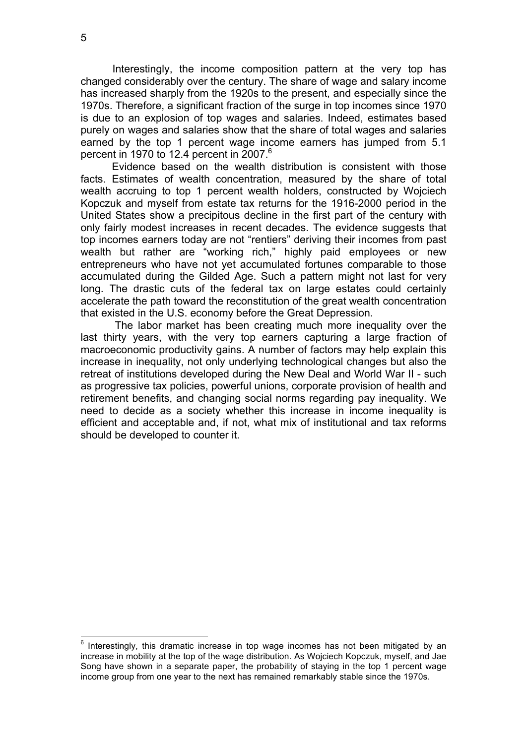Interestingly, the income composition pattern at the very top has changed considerably over the century. The share of wage and salary income has increased sharply from the 1920s to the present, and especially since the 1970s. Therefore, a significant fraction of the surge in top incomes since 1970 is due to an explosion of top wages and salaries. Indeed, estimates based purely on wages and salaries show that the share of total wages and salaries earned by the top 1 percent wage income earners has jumped from 5.1 percent in 1970 to 12.4 percent in 2007.[6]

Evidence based on the wealth distribution is consistent with those facts. Estimates of wealth concentration, measured by the share of total wealth accruing to top 1 percent wealth holders, constructed by Wojciech Kopczuk and myself from estate tax returns for the 1916-2000 period in the United States show a precipitous decline in the first part of the century with only fairly modest increases in recent decades. The evidence suggests that top incomes earners today are not "rentiers" deriving their incomes from past wealth but rather are "working rich," highly paid employees or new entrepreneurs who have not yet accumulated fortunes comparable to those accumulated during the Gilded Age. Such a pattern might not last for very long. The drastic cuts of the federal tax on large estates could certainly accelerate the path toward the reconstitution of the great wealth concentration that existed in the U.S. economy before the Great Depression.

The labor market has been creating much more inequality over the last thirty years, with the very top earners capturing a large fraction of macroeconomic productivity gains. A number of factors may help explain this increase in inequality, not only underlying technological changes but also the retreat of institutions developed during the New Deal and World War II - such as progressive tax policies, powerful unions, corporate provision of health and retirement benefits, and changing social norms regarding pay inequality. We need to decide as a society whether this increase in income inequality is efficient and acceptable and, if not, what mix of institutional and tax reforms should be developed to counter it.

---

[6] Interestingly, this dramatic increase in top wage incomes has not been mitigated by an increase in mobility at the top of the wage distribution. As Wojciech Kopczuk, myself, and Jae Song have shown in a separate paper, the probability of staying in the top 1 percent wage income group from one year to the next has remained remarkably stable since the 1970s.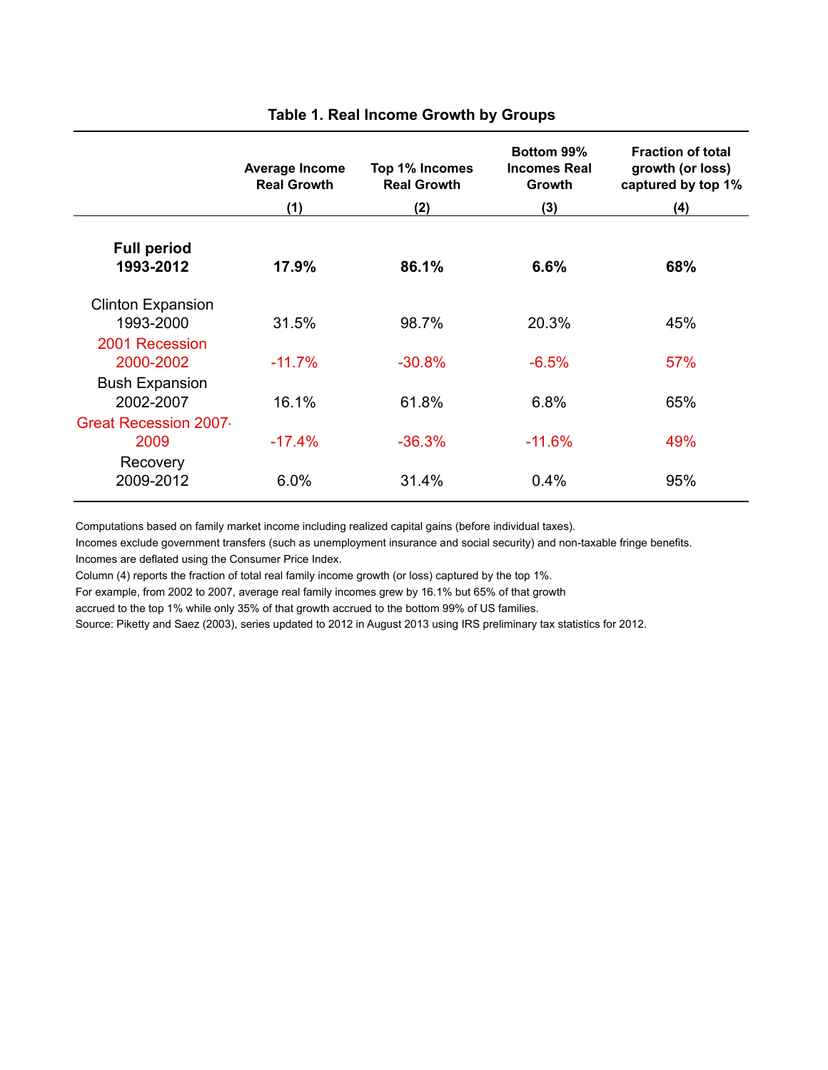**Table 1. Real Income Growth by Groups**

| | Average Income Real Growth | Top 1% Incomes Real Growth | Bottom 99% Incomes Real Growth | Fraction of total growth (or loss) captured by top 1% |
|---|---|---|---|---|
| | (1) | (2) | (3) | (4) |
| **Full period 1993-2012** | **17.9%** | **86.1%** | **6.6%** | **68%** |
| Clinton Expansion 1993-2000 | 31.5% | 98.7% | 20.3% | 45% |
| 2001 Recession 2000-2002 | -11.7% | -30.8% | -6.5% | 57% |
| Bush Expansion 2002-2007 | 16.1% | 61.8% | 6.8% | 65% |
| Great Recession 2007-2009 | -17.4% | -36.3% | -11.6% | 49% |
| Recovery 2009-2012 | 6.0% | 31.4% | 0.4% | 95% |

Computations based on family market income including realized capital gains (before individual taxes).
Incomes exclude government transfers (such as unemployment insurance and social security) and non-taxable fringe benefits.
Incomes are deflated using the Consumer Price Index.
Column (4) reports the fraction of total real family income growth (or loss) captured by the top 1%.
For example, from 2002 to 2007, average real family incomes grew by 16.1% but 65% of that growth
accrued to the top 1% while only 35% of that growth accrued to the bottom 99% of US families.
Source: Piketty and Saez (2003), series updated to 2012 in August 2013 using IRS preliminary tax statistics for 2012.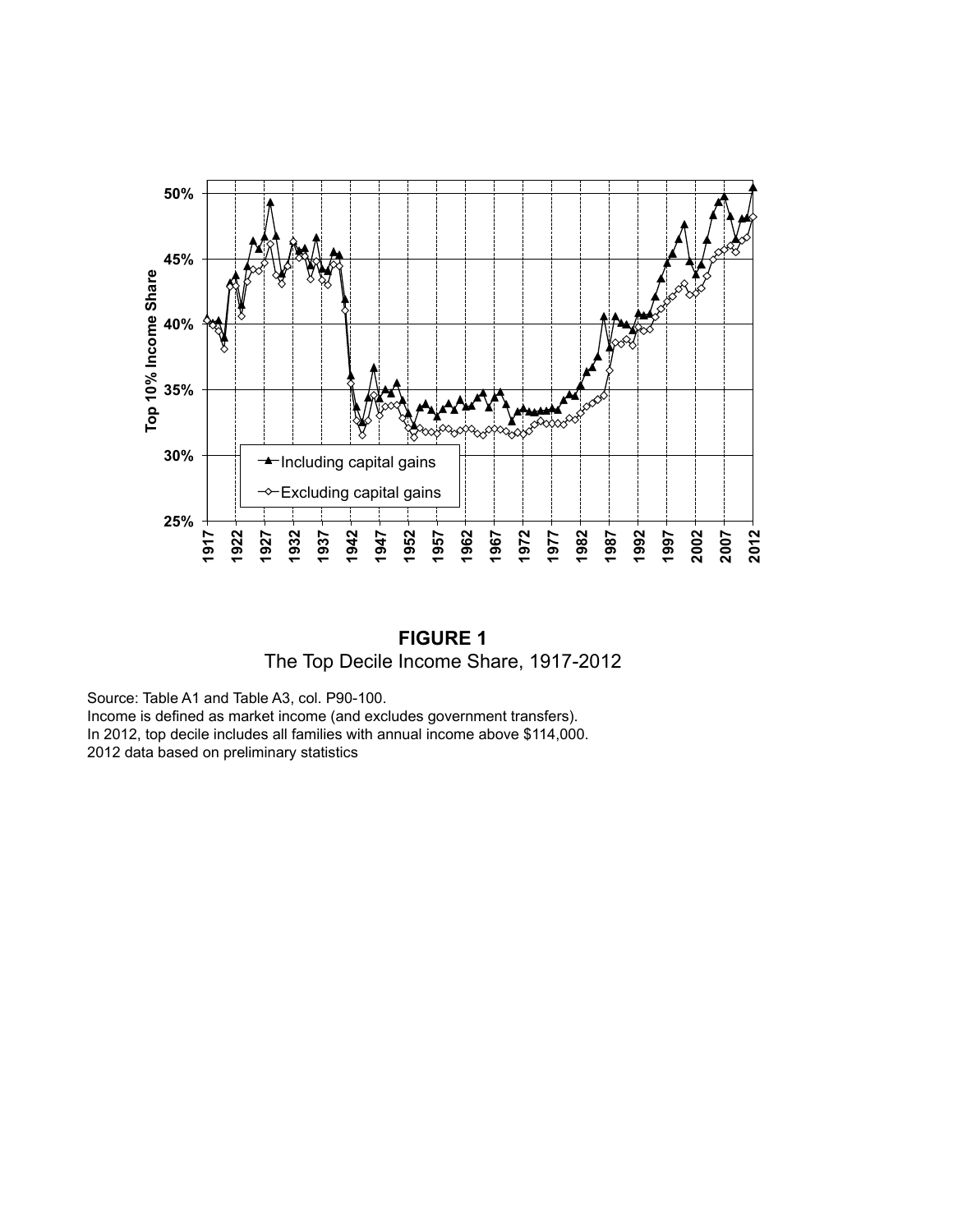**FIGURE 1**
The Top Decile Income Share, 1917-2012

Source: Table A1 and Table A3, col. P90-100.
Income is defined as market income (and excludes government transfers).
In 2012, top decile includes all families with annual income above $114,000.
2012 data based on preliminary statistics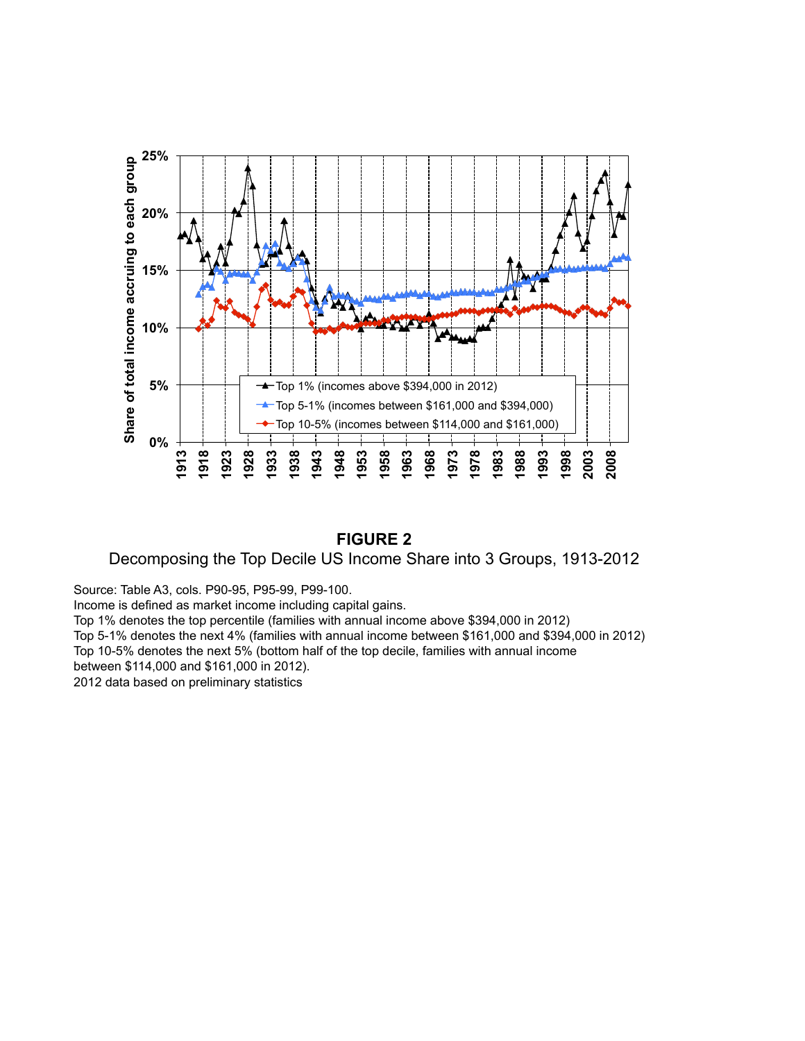**FIGURE 2**

Decomposing the Top Decile US Income Share into 3 Groups, 1913-2012

Source: Table A3, cols. P90-95, P95-99, P99-100.
Income is defined as market income including capital gains.
Top 1% denotes the top percentile (families with annual income above $394,000 in 2012)
Top 5-1% denotes the next 4% (families with annual income between $161,000 and $394,000 in 2012)
Top 10-5% denotes the next 5% (bottom half of the top decile, families with annual income between $114,000 and $161,000 in 2012).
2012 data based on preliminary statistics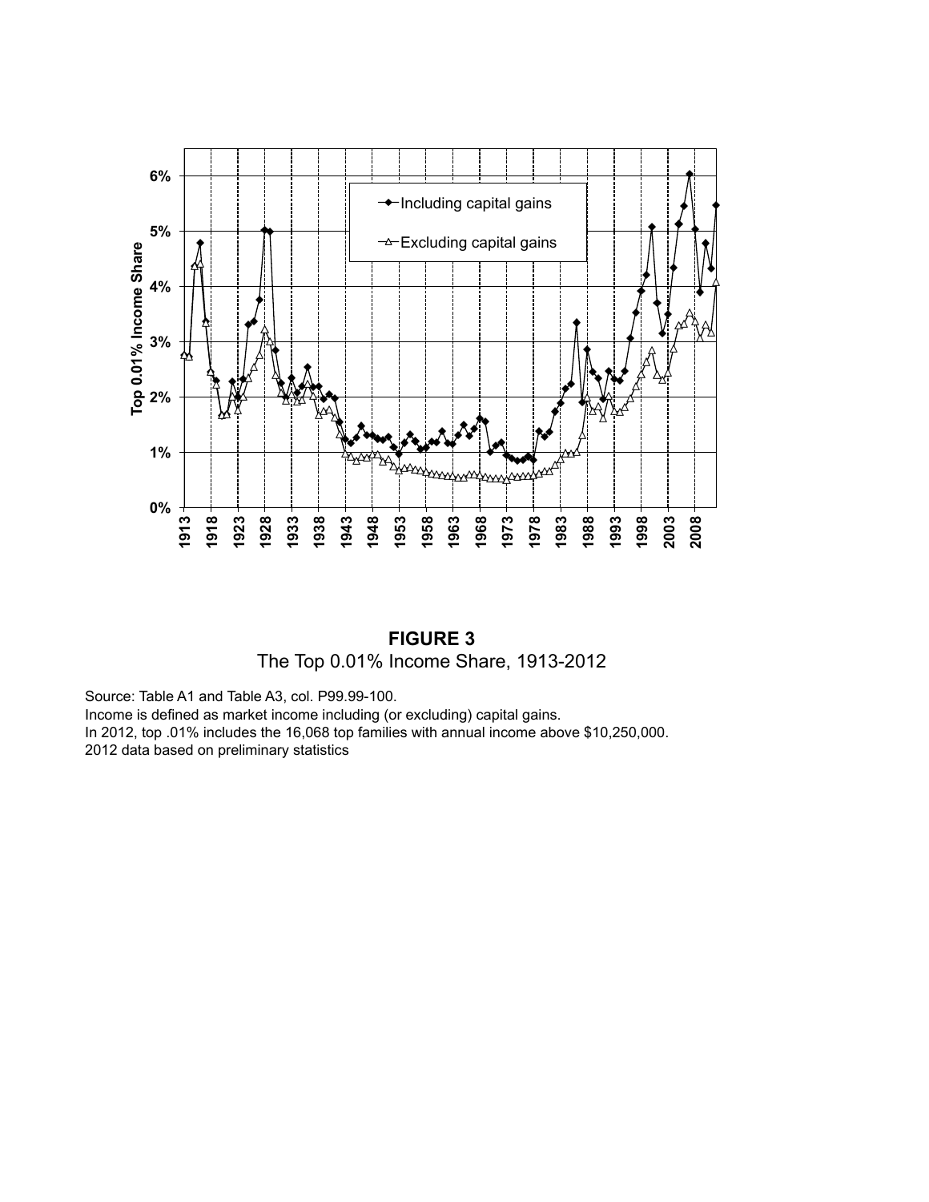6%

5%

4%

3%

2%

1%

0%

Top 0.01% Income Share

Including capital gains

Excluding capital gains

1913
1918
1923
1928
1933
1938
1943
1948
1953
1958
1963
1968
1973
1978
1983
1988
1993
1998
2003
2008

**FIGURE 3**

The Top 0.01% Income Share, 1913-2012

Source: Table A1 and Table A3, col. P99.99-100.
Income is defined as market income including (or excluding) capital gains.
In 2012, top .01% includes the 16,068 top families with annual income above $10,250,000.
2012 data based on preliminary statistics